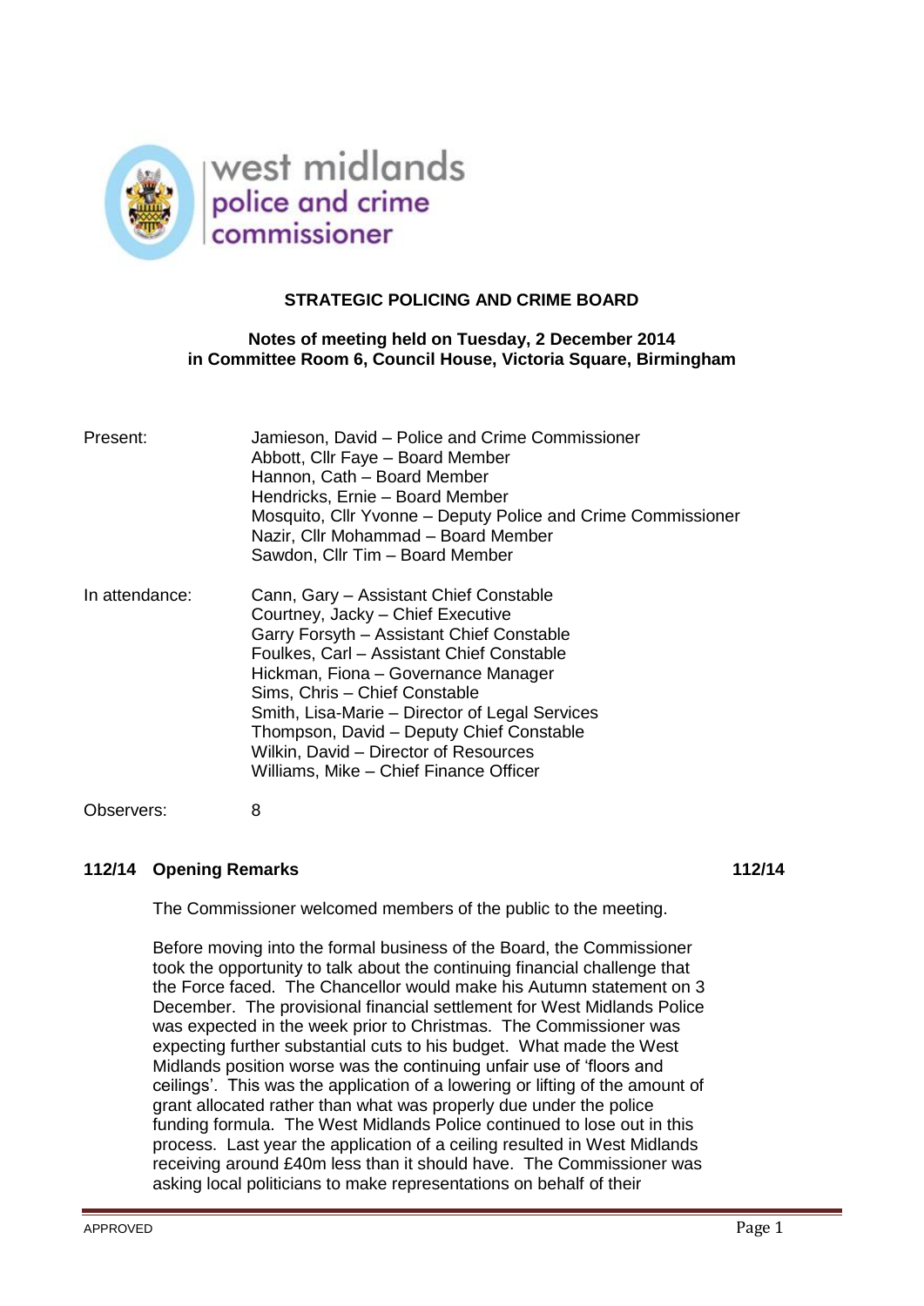west midlands
police and crime
commissioner

## STRATEGIC POLICING AND CRIME BOARD

**Notes of meeting held on Tuesday, 2 December 2014**
**in Committee Room 6, Council House, Victoria Square, Birmingham**

Present:
Jamieson, David – Police and Crime Commissioner
Abbott, Cllr Faye – Board Member
Hannon, Cath – Board Member
Hendricks, Ernie – Board Member
Mosquito, Cllr Yvonne – Deputy Police and Crime Commissioner
Nazir, Cllr Mohammad – Board Member
Sawdon, Cllr Tim – Board Member

In attendance:
Cann, Gary – Assistant Chief Constable
Courtney, Jacky – Chief Executive
Garry Forsyth – Assistant Chief Constable
Foulkes, Carl – Assistant Chief Constable
Hickman, Fiona – Governance Manager
Sims, Chris – Chief Constable
Smith, Lisa-Marie – Director of Legal Services
Thompson, David – Deputy Chief Constable
Wilkin, David – Director of Resources
Williams, Mike – Chief Finance Officer

Observers: 8

### 112/14 Opening Remarks 112/14

The Commissioner welcomed members of the public to the meeting.

Before moving into the formal business of the Board, the Commissioner took the opportunity to talk about the continuing financial challenge that the Force faced. The Chancellor would make his Autumn statement on 3 December. The provisional financial settlement for West Midlands Police was expected in the week prior to Christmas. The Commissioner was expecting further substantial cuts to his budget. What made the West Midlands position worse was the continuing unfair use of 'floors and ceilings'. This was the application of a lowering or lifting of the amount of grant allocated rather than what was properly due under the police funding formula. The West Midlands Police continued to lose out in this process. Last year the application of a ceiling resulted in West Midlands receiving around £40m less than it should have. The Commissioner was asking local politicians to make representations on behalf of their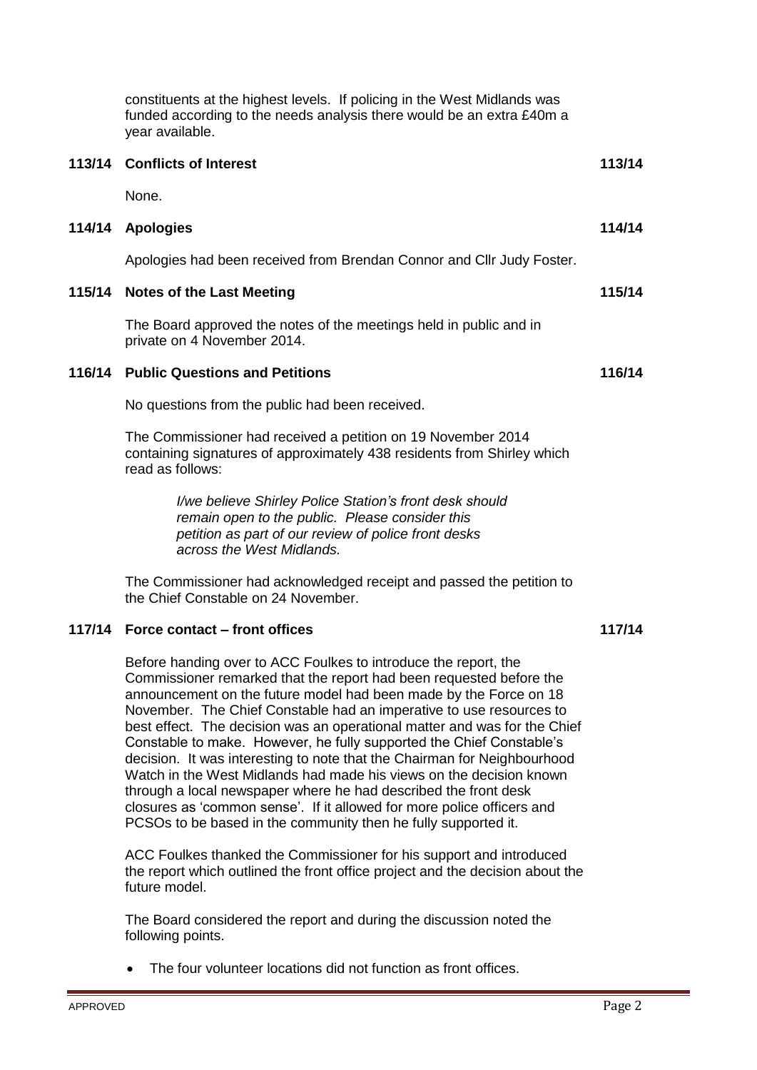constituents at the highest levels. If policing in the West Midlands was funded according to the needs analysis there would be an extra £40m a year available.

## 113/14 Conflicts of Interest

None.

## 114/14 Apologies

Apologies had been received from Brendan Connor and Cllr Judy Foster.

## 115/14 Notes of the Last Meeting

The Board approved the notes of the meetings held in public and in private on 4 November 2014.

## 116/14 Public Questions and Petitions

No questions from the public had been received.

The Commissioner had received a petition on 19 November 2014 containing signatures of approximately 438 residents from Shirley which read as follows:

> *I/we believe Shirley Police Station's front desk should remain open to the public. Please consider this petition as part of our review of police front desks across the West Midlands.*

The Commissioner had acknowledged receipt and passed the petition to the Chief Constable on 24 November.

## 117/14 Force contact – front offices

Before handing over to ACC Foulkes to introduce the report, the Commissioner remarked that the report had been requested before the announcement on the future model had been made by the Force on 18 November. The Chief Constable had an imperative to use resources to best effect. The decision was an operational matter and was for the Chief Constable to make. However, he fully supported the Chief Constable's decision. It was interesting to note that the Chairman for Neighbourhood Watch in the West Midlands had made his views on the decision known through a local newspaper where he had described the front desk closures as 'common sense'. If it allowed for more police officers and PCSOs to be based in the community then he fully supported it.

ACC Foulkes thanked the Commissioner for his support and introduced the report which outlined the front office project and the decision about the future model.

The Board considered the report and during the discussion noted the following points.

- The four volunteer locations did not function as front offices.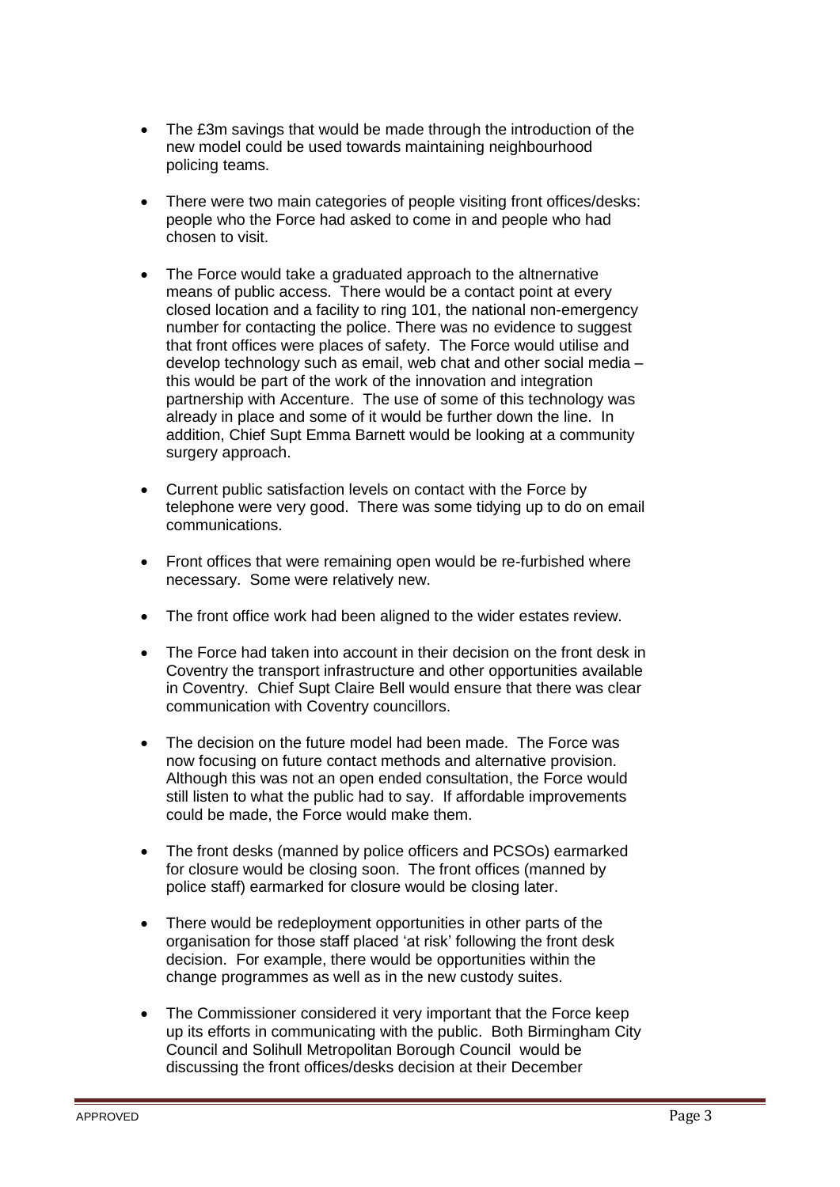- The £3m savings that would be made through the introduction of the new model could be used towards maintaining neighbourhood policing teams.

- There were two main categories of people visiting front offices/desks: people who the Force had asked to come in and people who had chosen to visit.

- The Force would take a graduated approach to the altnernative means of public access. There would be a contact point at every closed location and a facility to ring 101, the national non-emergency number for contacting the police. There was no evidence to suggest that front offices were places of safety. The Force would utilise and develop technology such as email, web chat and other social media – this would be part of the work of the innovation and integration partnership with Accenture. The use of some of this technology was already in place and some of it would be further down the line. In addition, Chief Supt Emma Barnett would be looking at a community surgery approach.

- Current public satisfaction levels on contact with the Force by telephone were very good. There was some tidying up to do on email communications.

- Front offices that were remaining open would be re-furbished where necessary. Some were relatively new.

- The front office work had been aligned to the wider estates review.

- The Force had taken into account in their decision on the front desk in Coventry the transport infrastructure and other opportunities available in Coventry. Chief Supt Claire Bell would ensure that there was clear communication with Coventry councillors.

- The decision on the future model had been made. The Force was now focusing on future contact methods and alternative provision. Although this was not an open ended consultation, the Force would still listen to what the public had to say. If affordable improvements could be made, the Force would make them.

- The front desks (manned by police officers and PCSOs) earmarked for closure would be closing soon. The front offices (manned by police staff) earmarked for closure would be closing later.

- There would be redeployment opportunities in other parts of the organisation for those staff placed 'at risk' following the front desk decision. For example, there would be opportunities within the change programmes as well as in the new custody suites.

- The Commissioner considered it very important that the Force keep up its efforts in communicating with the public. Both Birmingham City Council and Solihull Metropolitan Borough Council would be discussing the front offices/desks decision at their December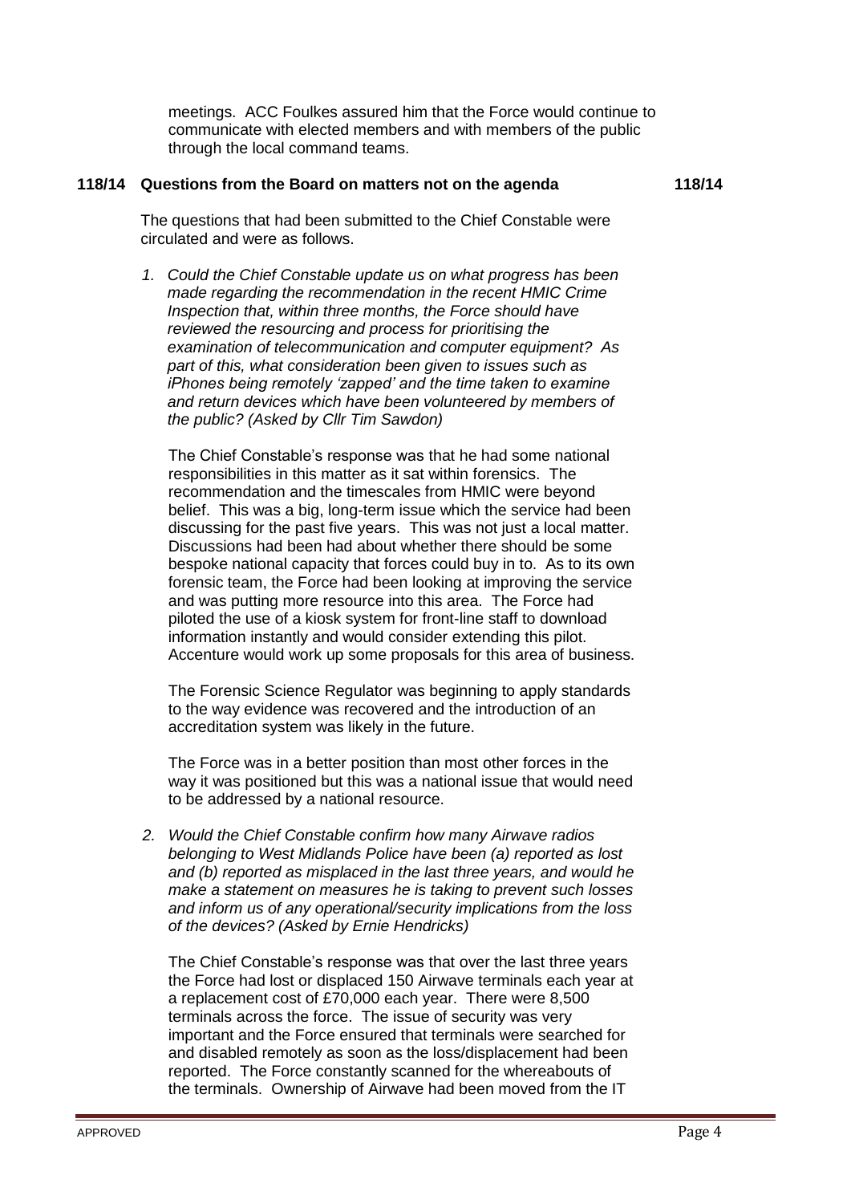meetings. ACC Foulkes assured him that the Force would continue to communicate with elected members and with members of the public through the local command teams.

### 118/14 Questions from the Board on matters not on the agenda 118/14

The questions that had been submitted to the Chief Constable were circulated and were as follows.

1. *Could the Chief Constable update us on what progress has been made regarding the recommendation in the recent HMIC Crime Inspection that, within three months, the Force should have reviewed the resourcing and process for prioritising the examination of telecommunication and computer equipment? As part of this, what consideration been given to issues such as iPhones being remotely 'zapped' and the time taken to examine and return devices which have been volunteered by members of the public? (Asked by Cllr Tim Sawdon)*

   The Chief Constable's response was that he had some national responsibilities in this matter as it sat within forensics. The recommendation and the timescales from HMIC were beyond belief. This was a big, long-term issue which the service had been discussing for the past five years. This was not just a local matter. Discussions had been had about whether there should be some bespoke national capacity that forces could buy in to. As to its own forensic team, the Force had been looking at improving the service and was putting more resource into this area. The Force had piloted the use of a kiosk system for front-line staff to download information instantly and would consider extending this pilot. Accenture would work up some proposals for this area of business.

   The Forensic Science Regulator was beginning to apply standards to the way evidence was recovered and the introduction of an accreditation system was likely in the future.

   The Force was in a better position than most other forces in the way it was positioned but this was a national issue that would need to be addressed by a national resource.

2. *Would the Chief Constable confirm how many Airwave radios belonging to West Midlands Police have been (a) reported as lost and (b) reported as misplaced in the last three years, and would he make a statement on measures he is taking to prevent such losses and inform us of any operational/security implications from the loss of the devices? (Asked by Ernie Hendricks)*

   The Chief Constable's response was that over the last three years the Force had lost or displaced 150 Airwave terminals each year at a replacement cost of £70,000 each year. There were 8,500 terminals across the force. The issue of security was very important and the Force ensured that terminals were searched for and disabled remotely as soon as the loss/displacement had been reported. The Force constantly scanned for the whereabouts of the terminals. Ownership of Airwave had been moved from the IT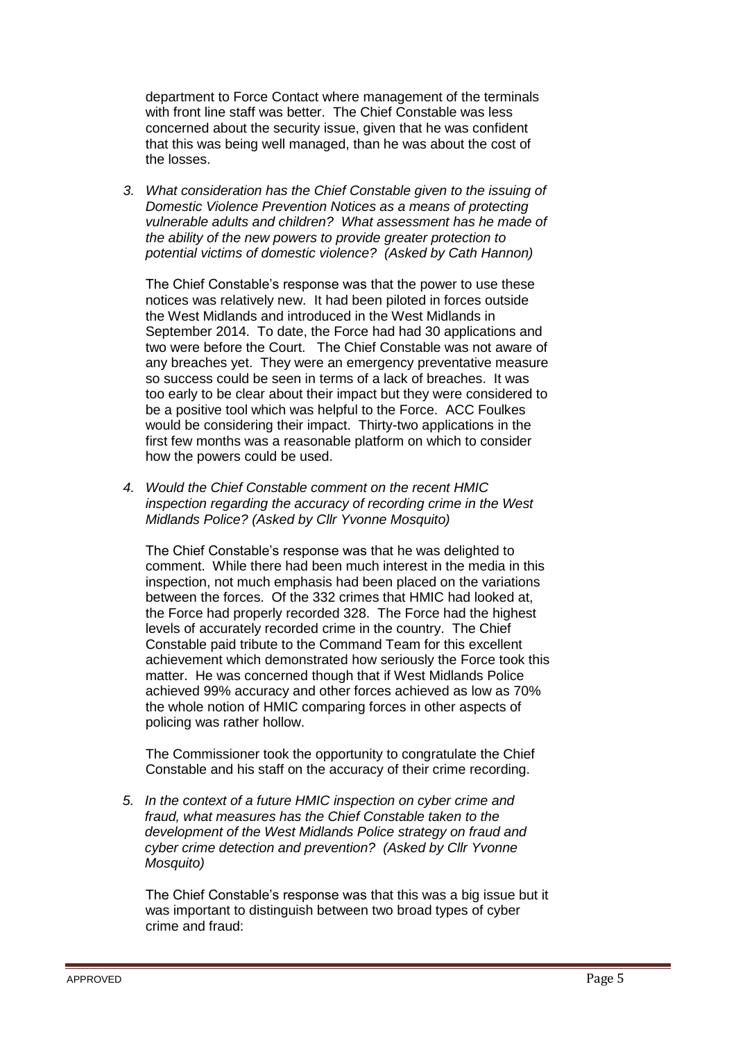department to Force Contact where management of the terminals with front line staff was better. The Chief Constable was less concerned about the security issue, given that he was confident that this was being well managed, than he was about the cost of the losses.

3. *What consideration has the Chief Constable given to the issuing of Domestic Violence Prevention Notices as a means of protecting vulnerable adults and children? What assessment has he made of the ability of the new powers to provide greater protection to potential victims of domestic violence? (Asked by Cath Hannon)*

   The Chief Constable's response was that the power to use these notices was relatively new. It had been piloted in forces outside the West Midlands and introduced in the West Midlands in September 2014. To date, the Force had had 30 applications and two were before the Court. The Chief Constable was not aware of any breaches yet. They were an emergency preventative measure so success could be seen in terms of a lack of breaches. It was too early to be clear about their impact but they were considered to be a positive tool which was helpful to the Force. ACC Foulkes would be considering their impact. Thirty-two applications in the first few months was a reasonable platform on which to consider how the powers could be used.

4. *Would the Chief Constable comment on the recent HMIC inspection regarding the accuracy of recording crime in the West Midlands Police? (Asked by Cllr Yvonne Mosquito)*

   The Chief Constable's response was that he was delighted to comment. While there had been much interest in the media in this inspection, not much emphasis had been placed on the variations between the forces. Of the 332 crimes that HMIC had looked at, the Force had properly recorded 328. The Force had the highest levels of accurately recorded crime in the country. The Chief Constable paid tribute to the Command Team for this excellent achievement which demonstrated how seriously the Force took this matter. He was concerned though that if West Midlands Police achieved 99% accuracy and other forces achieved as low as 70% the whole notion of HMIC comparing forces in other aspects of policing was rather hollow.

   The Commissioner took the opportunity to congratulate the Chief Constable and his staff on the accuracy of their crime recording.

5. *In the context of a future HMIC inspection on cyber crime and fraud, what measures has the Chief Constable taken to the development of the West Midlands Police strategy on fraud and cyber crime detection and prevention? (Asked by Cllr Yvonne Mosquito)*

   The Chief Constable's response was that this was a big issue but it was important to distinguish between two broad types of cyber crime and fraud: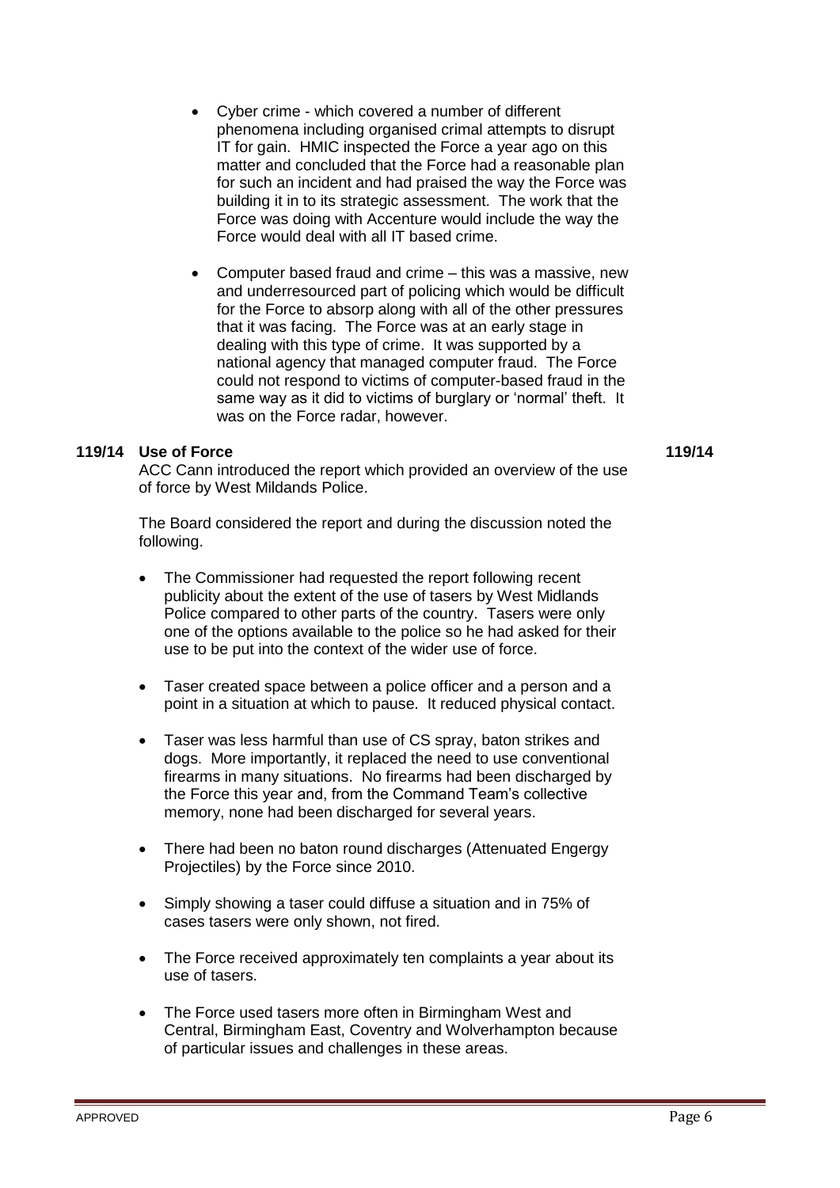- Cyber crime - which covered a number of different phenomena including organised crimal attempts to disrupt IT for gain. HMIC inspected the Force a year ago on this matter and concluded that the Force had a reasonable plan for such an incident and had praised the way the Force was building it in to its strategic assessment. The work that the Force was doing with Accenture would include the way the Force would deal with all IT based crime.

- Computer based fraud and crime – this was a massive, new and underresourced part of policing which would be difficult for the Force to absorp along with all of the other pressures that it was facing. The Force was at an early stage in dealing with this type of crime. It was supported by a national agency that managed computer fraud. The Force could not respond to victims of computer-based fraud in the same way as it did to victims of burglary or 'normal' theft. It was on the Force radar, however.

**119/14 Use of Force** **119/14**

ACC Cann introduced the report which provided an overview of the use of force by West Mildands Police.

The Board considered the report and during the discussion noted the following.

- The Commissioner had requested the report following recent publicity about the extent of the use of tasers by West Midlands Police compared to other parts of the country. Tasers were only one of the options available to the police so he had asked for their use to be put into the context of the wider use of force.

- Taser created space between a police officer and a person and a point in a situation at which to pause. It reduced physical contact.

- Taser was less harmful than use of CS spray, baton strikes and dogs. More importantly, it replaced the need to use conventional firearms in many situations. No firearms had been discharged by the Force this year and, from the Command Team's collective memory, none had been discharged for several years.

- There had been no baton round discharges (Attenuated Engergy Projectiles) by the Force since 2010.

- Simply showing a taser could diffuse a situation and in 75% of cases tasers were only shown, not fired.

- The Force received approximately ten complaints a year about its use of tasers.

- The Force used tasers more often in Birmingham West and Central, Birmingham East, Coventry and Wolverhampton because of particular issues and challenges in these areas.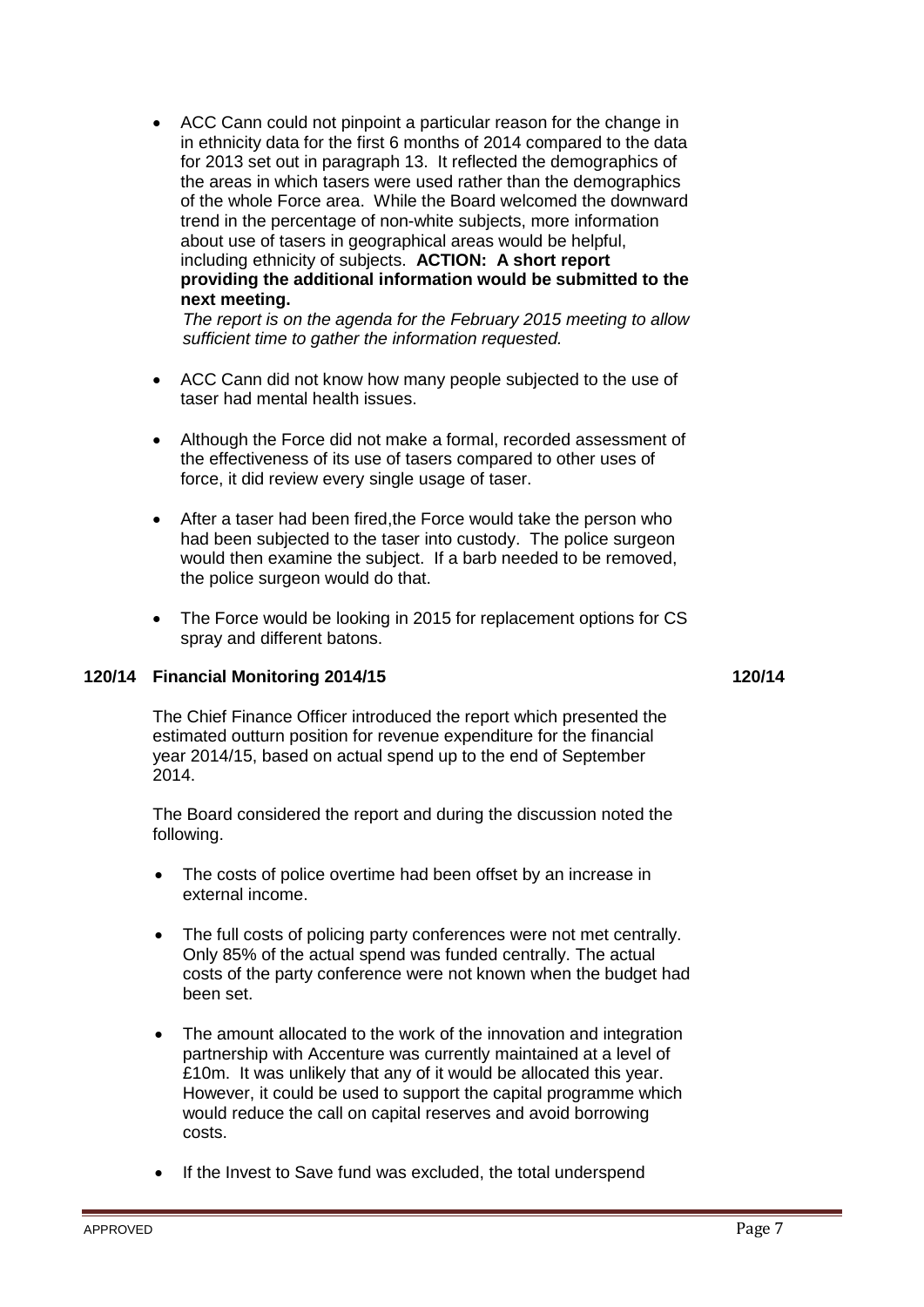- ACC Cann could not pinpoint a particular reason for the change in in ethnicity data for the first 6 months of 2014 compared to the data for 2013 set out in paragraph 13. It reflected the demographics of the areas in which tasers were used rather than the demographics of the whole Force area. While the Board welcomed the downward trend in the percentage of non-white subjects, more information about use of tasers in geographical areas would be helpful, including ethnicity of subjects. **ACTION: A short report providing the additional information would be submitted to the next meeting.**
  *The report is on the agenda for the February 2015 meeting to allow sufficient time to gather the information requested.*

- ACC Cann did not know how many people subjected to the use of taser had mental health issues.

- Although the Force did not make a formal, recorded assessment of the effectiveness of its use of tasers compared to other uses of force, it did review every single usage of taser.

- After a taser had been fired,the Force would take the person who had been subjected to the taser into custody. The police surgeon would then examine the subject. If a barb needed to be removed, the police surgeon would do that.

- The Force would be looking in 2015 for replacement options for CS spray and different batons.

### 120/14 Financial Monitoring 2014/15 — 120/14

The Chief Finance Officer introduced the report which presented the estimated outturn position for revenue expenditure for the financial year 2014/15, based on actual spend up to the end of September 2014.

The Board considered the report and during the discussion noted the following.

- The costs of police overtime had been offset by an increase in external income.

- The full costs of policing party conferences were not met centrally. Only 85% of the actual spend was funded centrally. The actual costs of the party conference were not known when the budget had been set.

- The amount allocated to the work of the innovation and integration partnership with Accenture was currently maintained at a level of £10m. It was unlikely that any of it would be allocated this year. However, it could be used to support the capital programme which would reduce the call on capital reserves and avoid borrowing costs.

- If the Invest to Save fund was excluded, the total underspend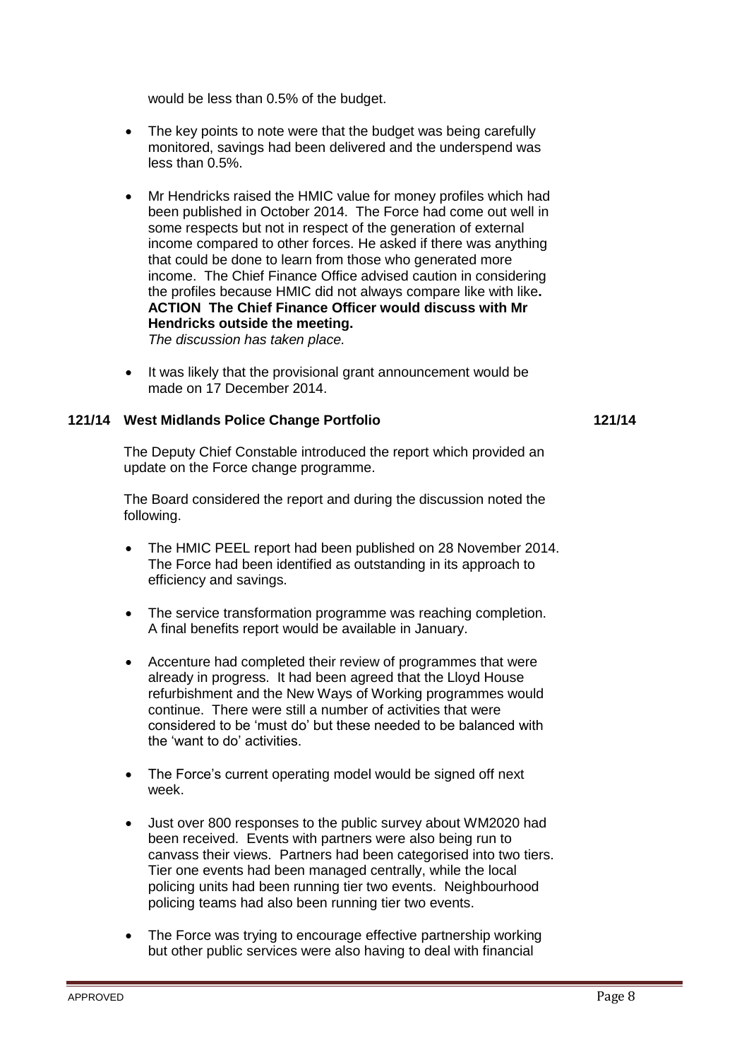would be less than 0.5% of the budget.

- The key points to note were that the budget was being carefully monitored, savings had been delivered and the underspend was less than 0.5%.

- Mr Hendricks raised the HMIC value for money profiles which had been published in October 2014. The Force had come out well in some respects but not in respect of the generation of external income compared to other forces. He asked if there was anything that could be done to learn from those who generated more income. The Chief Finance Office advised caution in considering the profiles because HMIC did not always compare like with like**.**
  **ACTION The Chief Finance Officer would discuss with Mr Hendricks outside the meeting.**
  *The discussion has taken place.*

- It was likely that the provisional grant announcement would be made on 17 December 2014.

## 121/14 West Midlands Police Change Portfolio 121/14

The Deputy Chief Constable introduced the report which provided an update on the Force change programme.

The Board considered the report and during the discussion noted the following.

- The HMIC PEEL report had been published on 28 November 2014. The Force had been identified as outstanding in its approach to efficiency and savings.

- The service transformation programme was reaching completion. A final benefits report would be available in January.

- Accenture had completed their review of programmes that were already in progress. It had been agreed that the Lloyd House refurbishment and the New Ways of Working programmes would continue. There were still a number of activities that were considered to be 'must do' but these needed to be balanced with the 'want to do' activities.

- The Force's current operating model would be signed off next week.

- Just over 800 responses to the public survey about WM2020 had been received. Events with partners were also being run to canvass their views. Partners had been categorised into two tiers. Tier one events had been managed centrally, while the local policing units had been running tier two events. Neighbourhood policing teams had also been running tier two events.

- The Force was trying to encourage effective partnership working but other public services were also having to deal with financial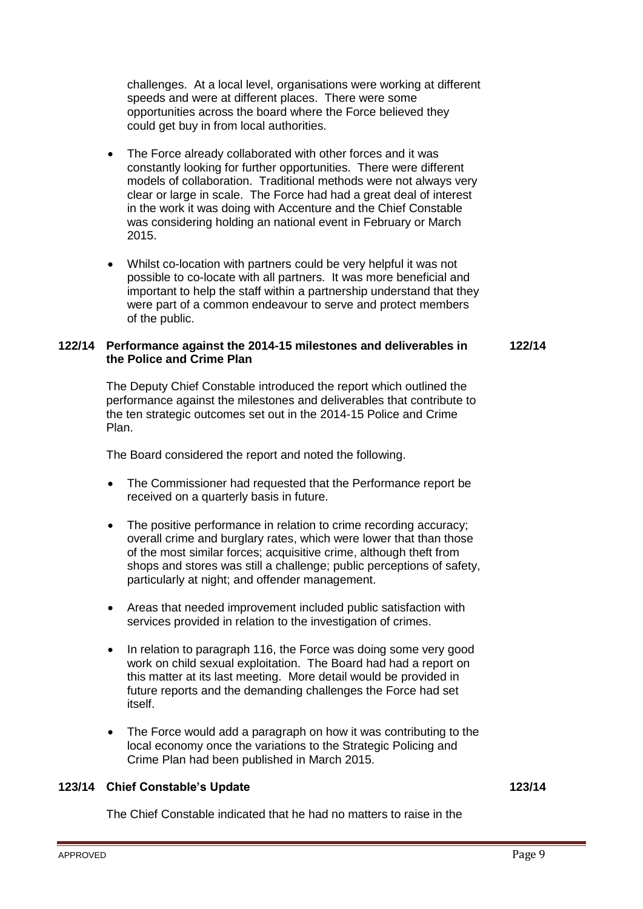challenges. At a local level, organisations were working at different speeds and were at different places. There were some opportunities across the board where the Force believed they could get buy in from local authorities.

- The Force already collaborated with other forces and it was constantly looking for further opportunities. There were different models of collaboration. Traditional methods were not always very clear or large in scale. The Force had had a great deal of interest in the work it was doing with Accenture and the Chief Constable was considering holding an national event in February or March 2015.

- Whilst co-location with partners could be very helpful it was not possible to co-locate with all partners. It was more beneficial and important to help the staff within a partnership understand that they were part of a common endeavour to serve and protect members of the public.

**122/14 Performance against the 2014-15 milestones and deliverables in the Police and Crime Plan** **122/14**

The Deputy Chief Constable introduced the report which outlined the performance against the milestones and deliverables that contribute to the ten strategic outcomes set out in the 2014-15 Police and Crime Plan.

The Board considered the report and noted the following.

- The Commissioner had requested that the Performance report be received on a quarterly basis in future.

- The positive performance in relation to crime recording accuracy; overall crime and burglary rates, which were lower that than those of the most similar forces; acquisitive crime, although theft from shops and stores was still a challenge; public perceptions of safety, particularly at night; and offender management.

- Areas that needed improvement included public satisfaction with services provided in relation to the investigation of crimes.

- In relation to paragraph 116, the Force was doing some very good work on child sexual exploitation. The Board had had a report on this matter at its last meeting. More detail would be provided in future reports and the demanding challenges the Force had set itself.

- The Force would add a paragraph on how it was contributing to the local economy once the variations to the Strategic Policing and Crime Plan had been published in March 2015.

**123/14 Chief Constable's Update** **123/14**

The Chief Constable indicated that he had no matters to raise in the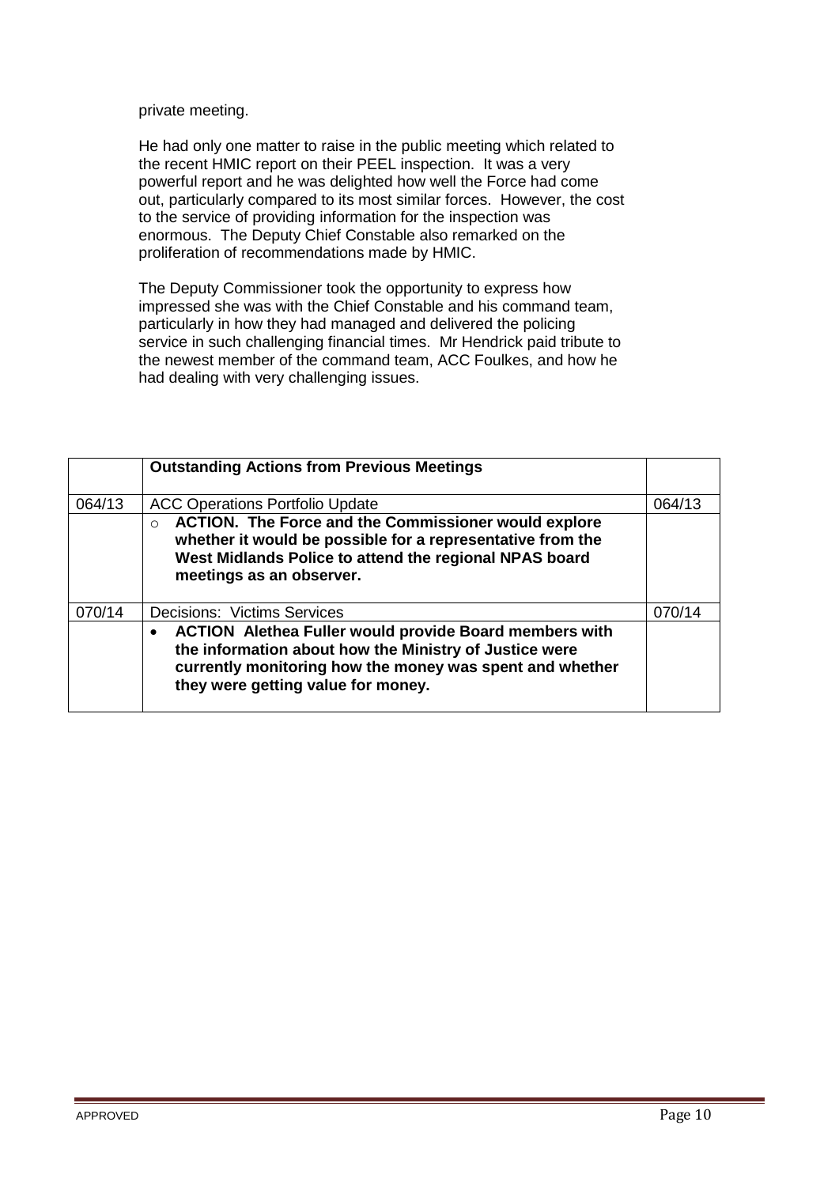private meeting.

He had only one matter to raise in the public meeting which related to the recent HMIC report on their PEEL inspection. It was a very powerful report and he was delighted how well the Force had come out, particularly compared to its most similar forces. However, the cost to the service of providing information for the inspection was enormous. The Deputy Chief Constable also remarked on the proliferation of recommendations made by HMIC.

The Deputy Commissioner took the opportunity to express how impressed she was with the Chief Constable and his command team, particularly in how they had managed and delivered the policing service in such challenging financial times. Mr Hendrick paid tribute to the newest member of the command team, ACC Foulkes, and how he had dealing with very challenging issues.

| | **Outstanding Actions from Previous Meetings** | |
|---|---|---|
| 064/13 | ACC Operations Portfolio Update | 064/13 |
| | ○ **ACTION. The Force and the Commissioner would explore whether it would be possible for a representative from the West Midlands Police to attend the regional NPAS board meetings as an observer.** | |
| 070/14 | Decisions: Victims Services | 070/14 |
| | • **ACTION Alethea Fuller would provide Board members with the information about how the Ministry of Justice were currently monitoring how the money was spent and whether they were getting value for money.** | |